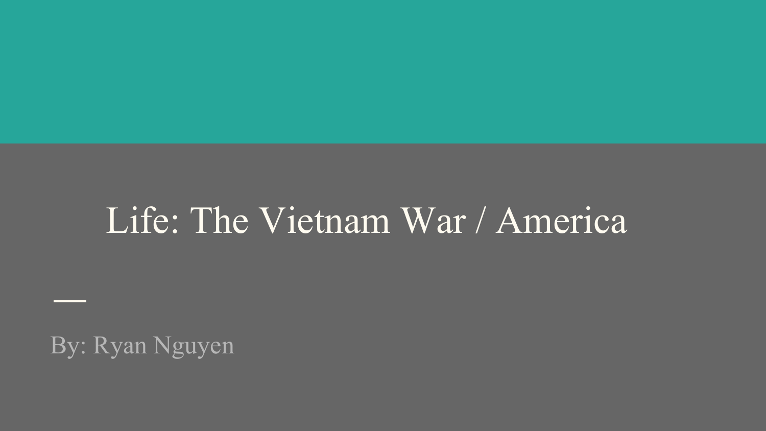# Life: The Vietnam War / America

By: Ryan Nguyen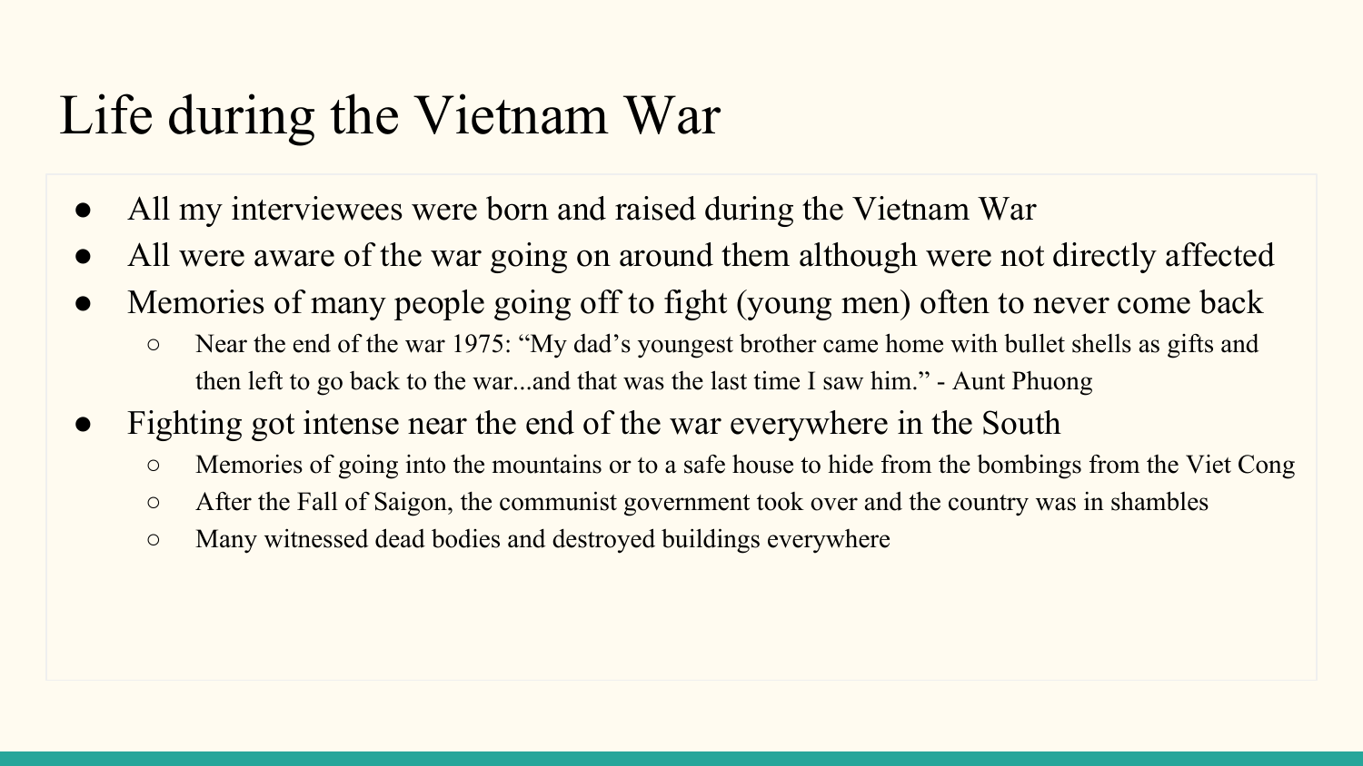# Life during the Vietnam War

- All my interviewees were born and raised during the Vietnam War
- All were aware of the war going on around them although were not directly affected
- Memories of many people going off to fight (young men) often to never come back
  - Near the end of the war 1975: "My dad's youngest brother came home with bullet shells as gifts and then left to go back to the war...and that was the last time I saw him." - Aunt Phuong
- Fighting got intense near the end of the war everywhere in the South
  - Memories of going into the mountains or to a safe house to hide from the bombings from the Viet Cong
  - After the Fall of Saigon, the communist government took over and the country was in shambles
  - Many witnessed dead bodies and destroyed buildings everywhere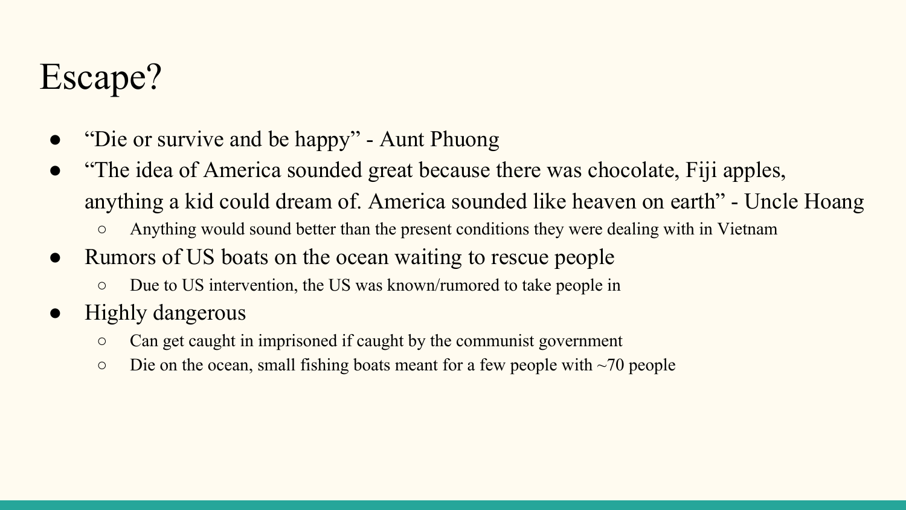# Escape?

- “Die or survive and be happy” - Aunt Phuong
- “The idea of America sounded great because there was chocolate, Fiji apples, anything a kid could dream of. America sounded like heaven on earth” - Uncle Hoang
  - Anything would sound better than the present conditions they were dealing with in Vietnam
- Rumors of US boats on the ocean waiting to rescue people
  - Due to US intervention, the US was known/rumored to take people in
- Highly dangerous
  - Can get caught in imprisoned if caught by the communist government
  - Die on the ocean, small fishing boats meant for a few people with ~70 people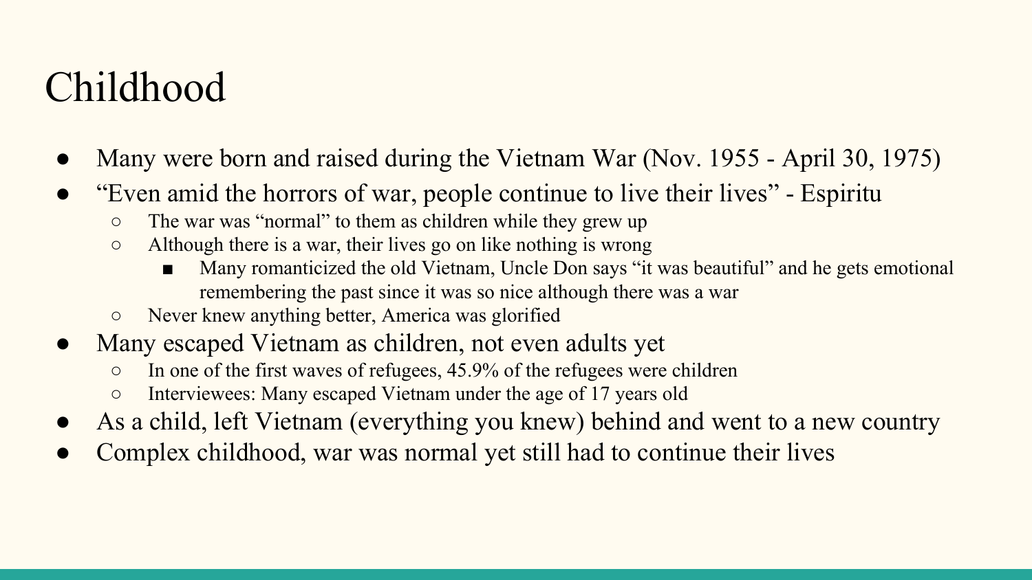# Childhood

- Many were born and raised during the Vietnam War (Nov. 1955 - April 30, 1975)
- "Even amid the horrors of war, people continue to live their lives" - Espiritu
  - The war was "normal" to them as children while they grew up
  - Although there is a war, their lives go on like nothing is wrong
    - Many romanticized the old Vietnam, Uncle Don says "it was beautiful" and he gets emotional remembering the past since it was so nice although there was a war
  - Never knew anything better, America was glorified
- Many escaped Vietnam as children, not even adults yet
  - In one of the first waves of refugees, 45.9% of the refugees were children
  - Interviewees: Many escaped Vietnam under the age of 17 years old
- As a child, left Vietnam (everything you knew) behind and went to a new country
- Complex childhood, war was normal yet still had to continue their lives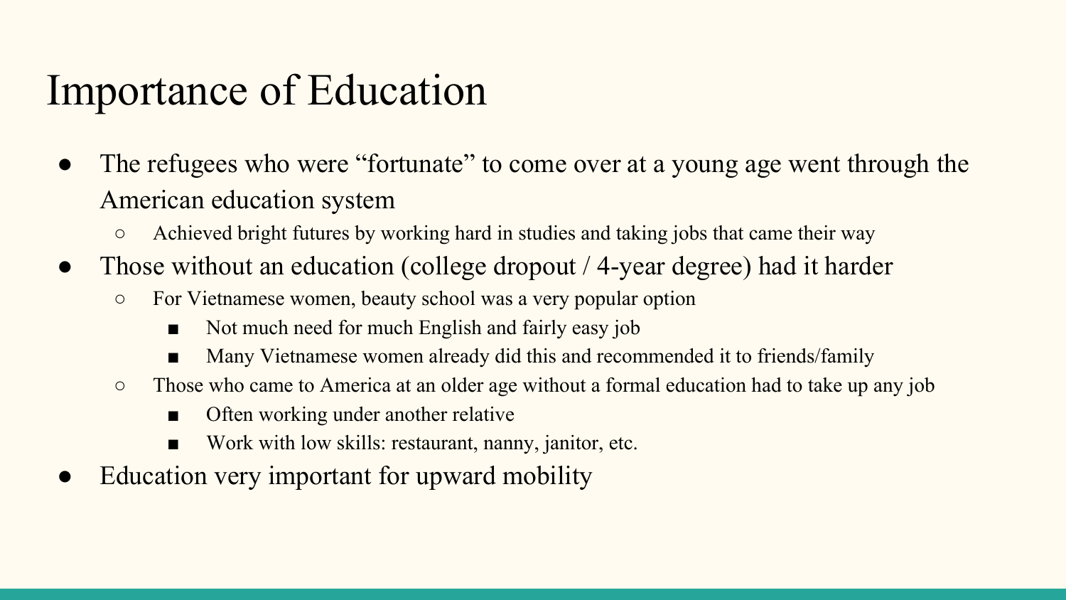# Importance of Education

- The refugees who were “fortunate” to come over at a young age went through the American education system
  - Achieved bright futures by working hard in studies and taking jobs that came their way
- Those without an education (college dropout / 4-year degree) had it harder
  - For Vietnamese women, beauty school was a very popular option
    - Not much need for much English and fairly easy job
    - Many Vietnamese women already did this and recommended it to friends/family
  - Those who came to America at an older age without a formal education had to take up any job
    - Often working under another relative
    - Work with low skills: restaurant, nanny, janitor, etc.
- Education very important for upward mobility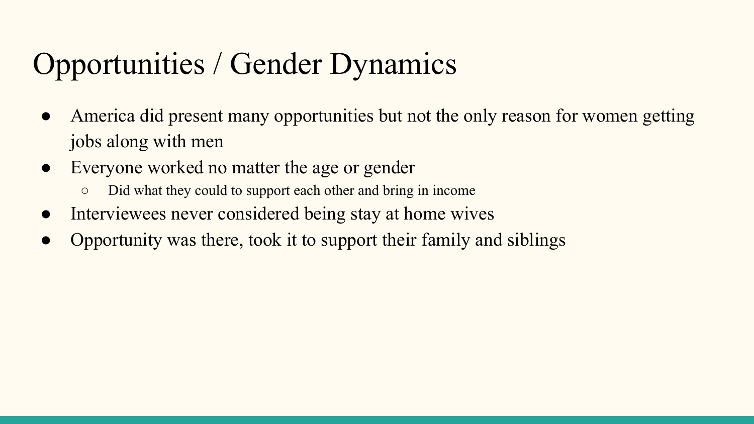# Opportunities / Gender Dynamics

- America did present many opportunities but not the only reason for women getting jobs along with men
- Everyone worked no matter the age or gender
  - Did what they could to support each other and bring in income
- Interviewees never considered being stay at home wives
- Opportunity was there, took it to support their family and siblings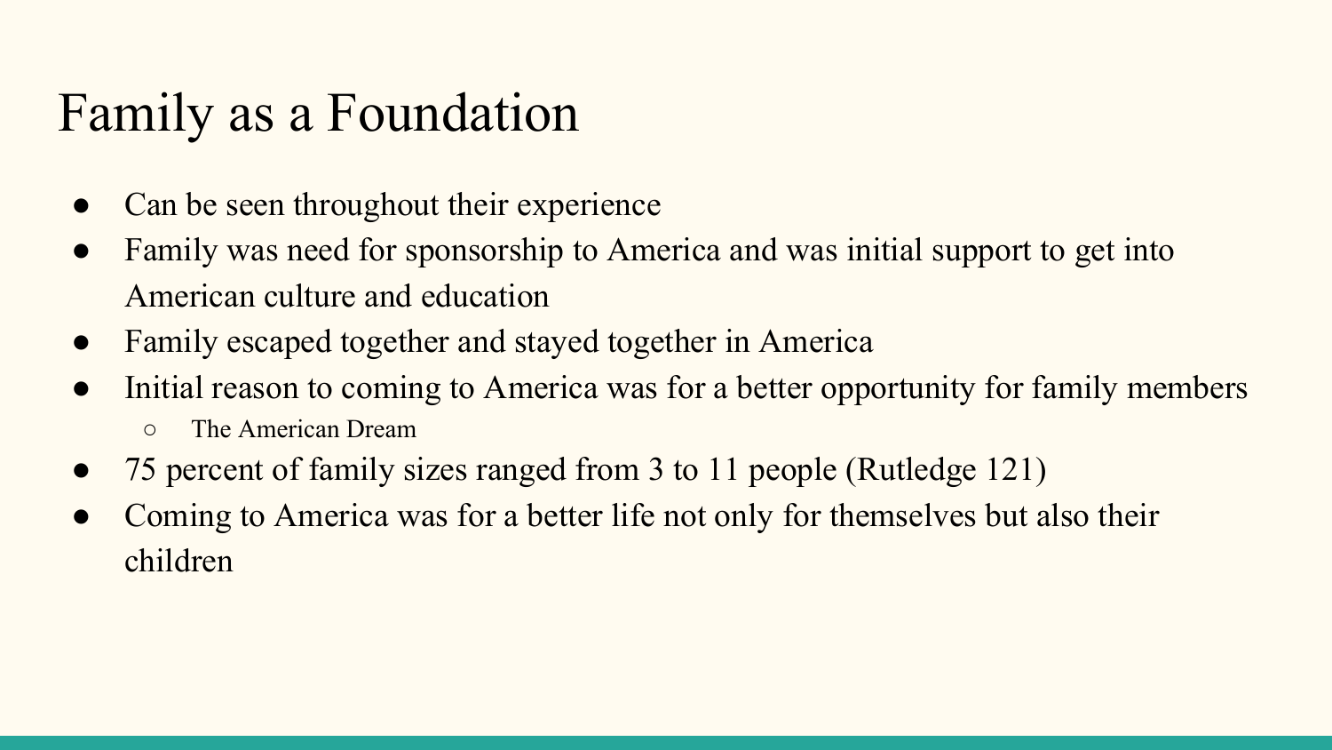# Family as a Foundation

- Can be seen throughout their experience
- Family was need for sponsorship to America and was initial support to get into American culture and education
- Family escaped together and stayed together in America
- Initial reason to coming to America was for a better opportunity for family members
  - The American Dream
- 75 percent of family sizes ranged from 3 to 11 people (Rutledge 121)
- Coming to America was for a better life not only for themselves but also their children